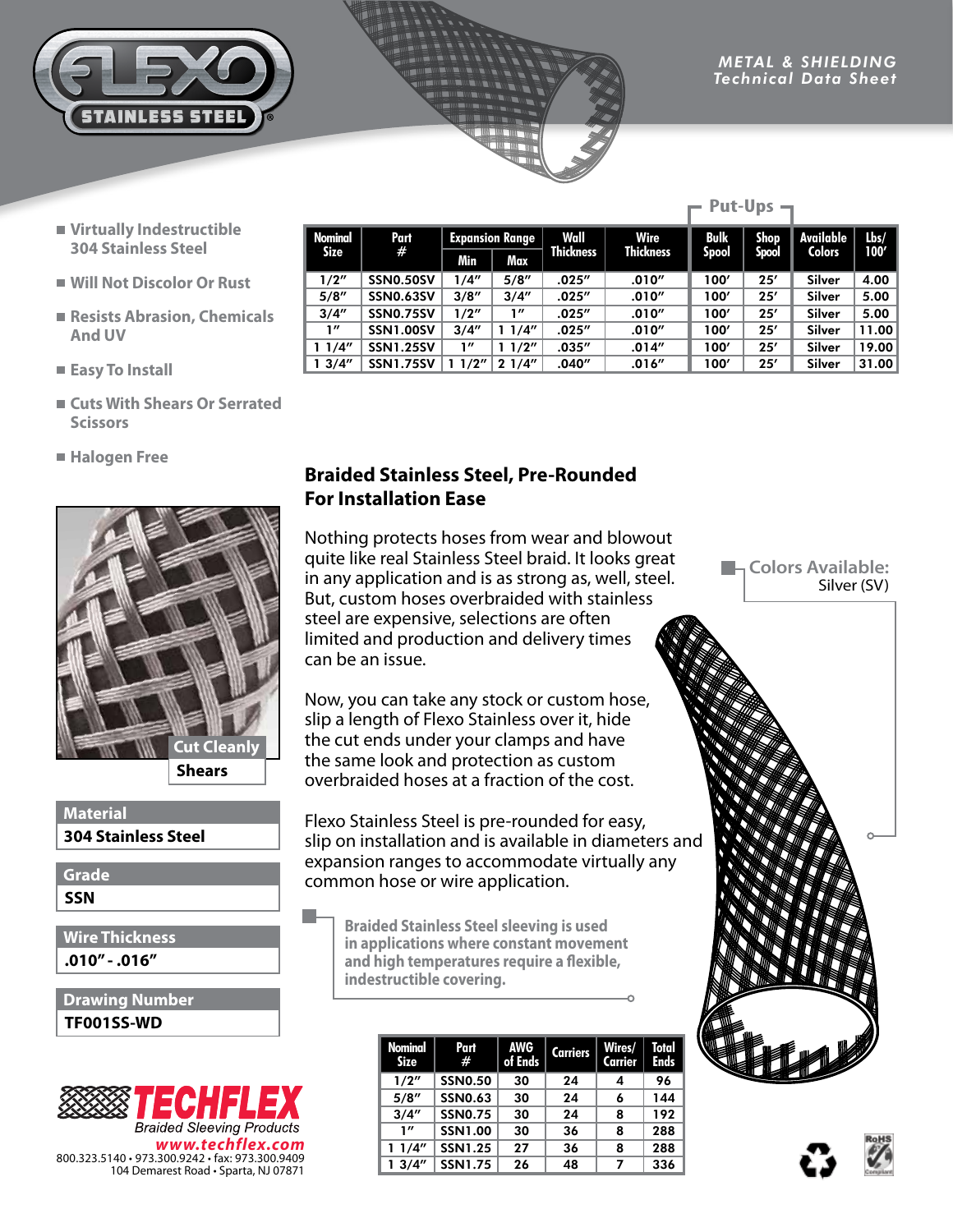# FLEXO STAINLESS STEEL

## METAL & SHIELDING Technical Data Sheet

- Virtually Indestructible 304 Stainless Steel
- Will Not Discolor Or Rust
- Resists Abrasion, Chemicals And UV
- Easy To Install
- Cuts With Shears Or Serrated Scissors
- Halogen Free

| Nominal Size | Part # | Expansion Range | | Wall Thickness | Wire Thickness | Put-Ups | | Available Colors | Lbs/ 100′ |
|---|---|---|---|---|---|---|---|---|---|
| | | Min | Max | | | Bulk Spool | Shop Spool | | |
| 1/2″ | SSN0.50SV | 1/4″ | 5/8″ | .025″ | .010″ | 100′ | 25′ | Silver | 4.00 |
| 5/8″ | SSN0.63SV | 3/8″ | 3/4″ | .025″ | .010″ | 100′ | 25′ | Silver | 5.00 |
| 3/4″ | SSN0.75SV | 1/2″ | 1″ | .025″ | .010″ | 100′ | 25′ | Silver | 5.00 |
| 1″ | SSN1.00SV | 3/4″ | 1 1/4″ | .025″ | .010″ | 100′ | 25′ | Silver | 11.00 |
| 1 1/4″ | SSN1.25SV | 1″ | 1 1/2″ | .035″ | .014″ | 100′ | 25′ | Silver | 19.00 |
| 1 3/4″ | SSN1.75SV | 1 1/2″ | 2 1/4″ | .040″ | .016″ | 100′ | 25′ | Silver | 31.00 |

Cut Cleanly
**Shears**

| Material |
|---|
| 304 Stainless Steel |

| Grade |
|---|
| SSN |

| Wire Thickness |
|---|
| .010″ - .016″ |

| Drawing Number |
|---|
| TF001SS-WD |

## Braided Stainless Steel, Pre-Rounded For Installation Ease

Nothing protects hoses from wear and blowout quite like real Stainless Steel braid. It looks great in any application and is as strong as, well, steel. But, custom hoses overbraided with stainless steel are expensive, selections are often limited and production and delivery times can be an issue.

Now, you can take any stock or custom hose, slip a length of Flexo Stainless over it, hide the cut ends under your clamps and have the same look and protection as custom overbraided hoses at a fraction of the cost.

Flexo Stainless Steel is pre-rounded for easy, slip on installation and is available in diameters and expansion ranges to accommodate virtually any common hose or wire application.

**Colors Available:**
Silver (SV)

**Braided Stainless Steel sleeving is used in applications where constant movement and high temperatures require a flexible, indestructible covering.**

| Nominal Size | Part # | AWG of Ends | Carriers | Wires/ Carrier | Total Ends |
|---|---|---|---|---|---|
| 1/2″ | SSN0.50 | 30 | 24 | 4 | 96 |
| 5/8″ | SSN0.63 | 30 | 24 | 6 | 144 |
| 3/4″ | SSN0.75 | 30 | 24 | 8 | 192 |
| 1″ | SSN1.00 | 30 | 36 | 8 | 288 |
| 1 1/4″ | SSN1.25 | 27 | 36 | 8 | 288 |
| 1 3/4″ | SSN1.75 | 26 | 48 | 7 | 336 |

**TECHFLEX**
Braided Sleeving Products
www.techflex.com
800.323.5140 • 973.300.9242 • fax: 973.300.9409
104 Demarest Road • Sparta, NJ 07871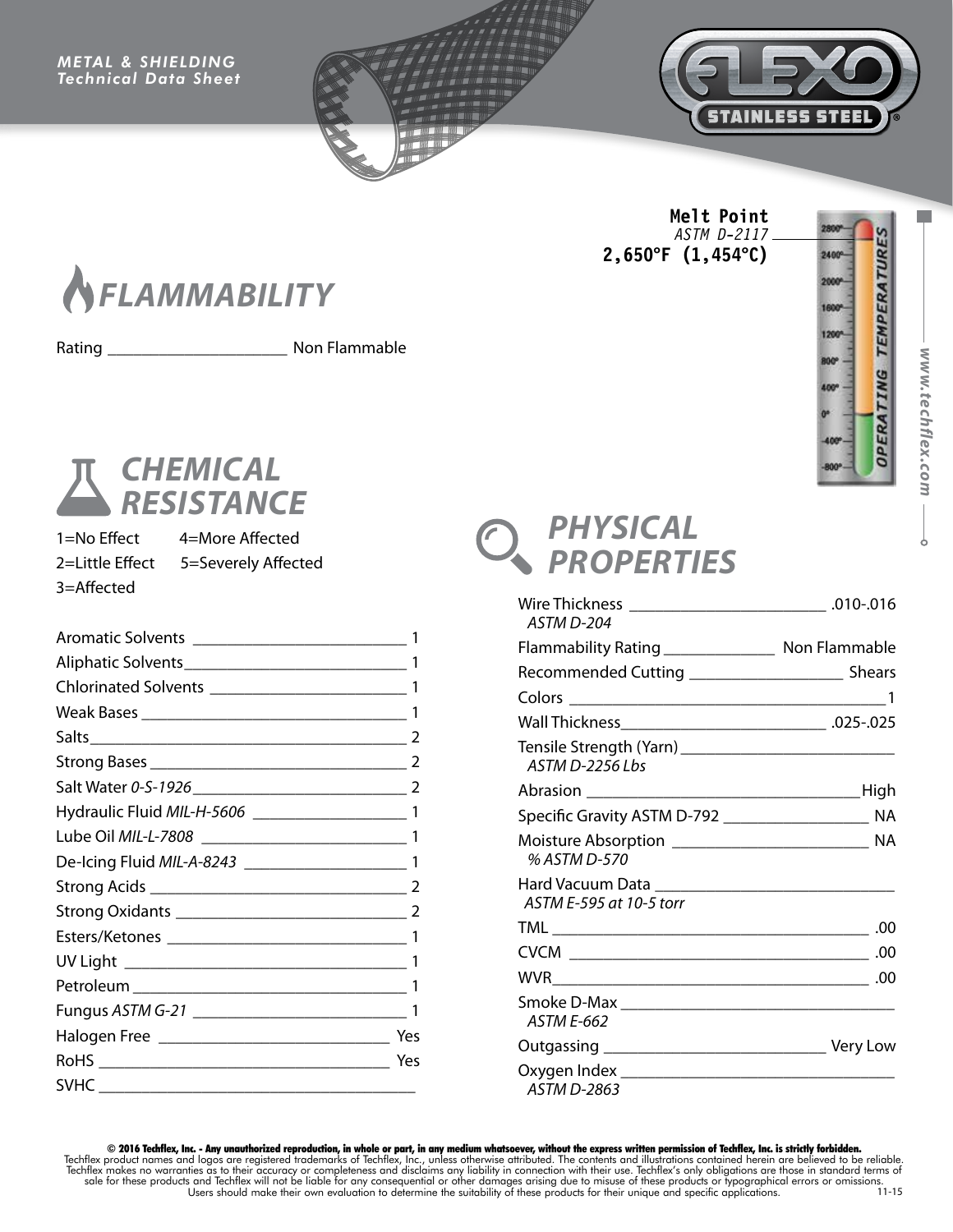METAL & SHIELDING
Technical Data Sheet

**Melt Point**
*ASTM D-2117*
**2,650°F (1,454°C)**

OPERATING TEMPERATURES

2800°
2400°
2000°
1600°
1200°
800°
400°
0°
-400°
-800°

# FLAMMABILITY

Rating ____________________ Non Flammable

# CHEMICAL RESISTANCE

1=No Effect
2=Little Effect
3=Affected
4=More Affected
5=Severely Affected

| | |
|---|---|
| Aromatic Solvents | 1 |
| Aliphatic Solvents | 1 |
| Chlorinated Solvents | 1 |
| Weak Bases | 1 |
| Salts | 2 |
| Strong Bases | 2 |
| Salt Water *0-S-1926* | 2 |
| Hydraulic Fluid *MIL-H-5606* | 1 |
| Lube Oil *MIL-L-7808* | 1 |
| De-Icing Fluid *MIL-A-8243* | 1 |
| Strong Acids | 2 |
| Strong Oxidants | 2 |
| Esters/Ketones | 1 |
| UV Light | 1 |
| Petroleum | 1 |
| Fungus *ASTM G-21* | 1 |
| Halogen Free | Yes |
| RoHS | Yes |
| SVHC | |

# PHYSICAL PROPERTIES

| | |
|---|---|
| Wire Thickness *ASTM D-204* | .010-.016 |
| Flammability Rating | Non Flammable |
| Recommended Cutting | Shears |
| Colors | 1 |
| Wall Thickness | .025-.025 |
| Tensile Strength (Yarn) *ASTM D-2256 Lbs* | |
| Abrasion | High |
| Specific Gravity ASTM D-792 | NA |
| Moisture Absorption *% ASTM D-570* | NA |
| Hard Vacuum Data *ASTM E-595 at 10-5 torr* | |
| TML | .00 |
| CVCM | .00 |
| WVR | .00 |
| Smoke D-Max *ASTM E-662* | |
| Outgassing | Very Low |
| Oxygen Index *ASTM D-2863* | |

www.techflex.com

**© 2016 Techflex, Inc. - Any unauthorized reproduction, in whole or part, in any medium whatsoever, without the express written permission of Techflex, Inc. is strictly forbidden.**
Techflex product names and logos are registered trademarks of Techflex, Inc., unless otherwise attributed. The contents and illustrations contained herein are believed to be reliable. Techflex makes no warranties as to their accuracy or completeness and disclaims any liability in connection with their use. Techflex's only obligations are those in standard terms of sale for these products and Techflex will not be liable for any consequential or other damages arising due to misuse of these products or typographical errors or omissions. Users should make their own evaluation to determine the suitability of these products for their unique and specific applications.

11-15